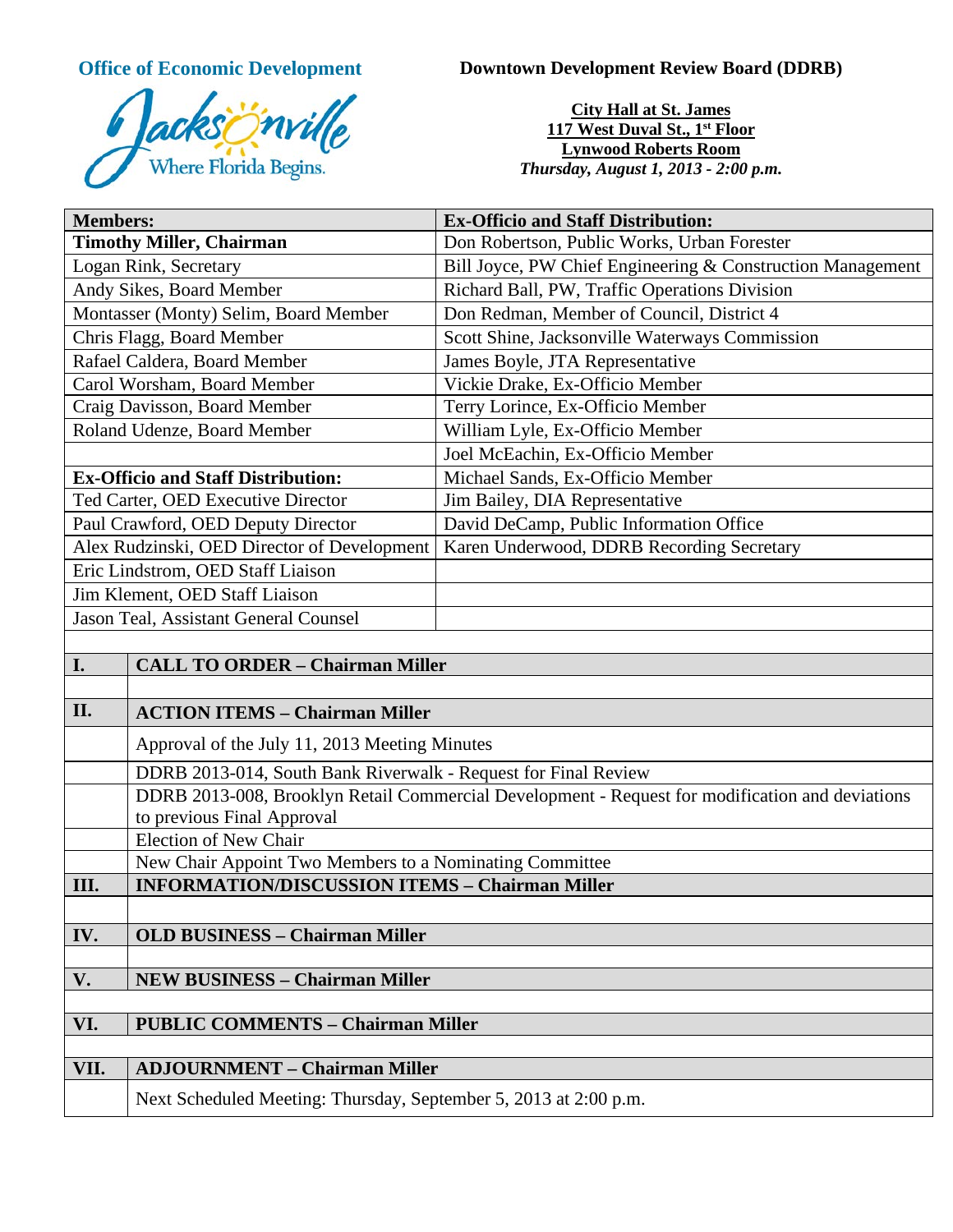**Office of Economic Development**

Jacksonville
Where Florida Begins.

**Downtown Development Review Board (DDRB)**

**City Hall at St. James**
**117 West Duval St., 1st Floor**
**Lynwood Roberts Room**
***Thursday, August 1, 2013 - 2:00 p.m.***

| **Members:** | **Ex-Officio and Staff Distribution:** |
|---|---|
| **Timothy Miller, Chairman** | Don Robertson, Public Works, Urban Forester |
| Logan Rink, Secretary | Bill Joyce, PW Chief Engineering & Construction Management |
| Andy Sikes, Board Member | Richard Ball, PW, Traffic Operations Division |
| Montasser (Monty) Selim, Board Member | Don Redman, Member of Council, District 4 |
| Chris Flagg, Board Member | Scott Shine, Jacksonville Waterways Commission |
| Rafael Caldera, Board Member | James Boyle, JTA Representative |
| Carol Worsham, Board Member | Vickie Drake, Ex-Officio Member |
| Craig Davisson, Board Member | Terry Lorince, Ex-Officio Member |
| Roland Udenze, Board Member | William Lyle, Ex-Officio Member |
| | Joel McEachin, Ex-Officio Member |
| **Ex-Officio and Staff Distribution:** | Michael Sands, Ex-Officio Member |
| Ted Carter, OED Executive Director | Jim Bailey, DIA Representative |
| Paul Crawford, OED Deputy Director | David DeCamp, Public Information Office |
| Alex Rudzinski, OED Director of Development | Karen Underwood, DDRB Recording Secretary |
| Eric Lindstrom, OED Staff Liaison | |
| Jim Klement, OED Staff Liaison | |
| Jason Teal, Assistant General Counsel | |

| | |
|---|---|
| **I.** | **CALL TO ORDER – Chairman Miller** |
| | |
| **II.** | **ACTION ITEMS – Chairman Miller** |
| | Approval of the July 11, 2013 Meeting Minutes |
| | DDRB 2013-014, South Bank Riverwalk - Request for Final Review |
| | DDRB 2013-008, Brooklyn Retail Commercial Development - Request for modification and deviations to previous Final Approval |
| | Election of New Chair |
| | New Chair Appoint Two Members to a Nominating Committee |
| **III.** | **INFORMATION/DISCUSSION ITEMS – Chairman Miller** |
| | |
| **IV.** | **OLD BUSINESS – Chairman Miller** |
| | |
| **V.** | **NEW BUSINESS – Chairman Miller** |
| | |
| **VI.** | **PUBLIC COMMENTS – Chairman Miller** |
| | |
| **VII.** | **ADJOURNMENT – Chairman Miller** |
| | Next Scheduled Meeting: Thursday, September 5, 2013 at 2:00 p.m. |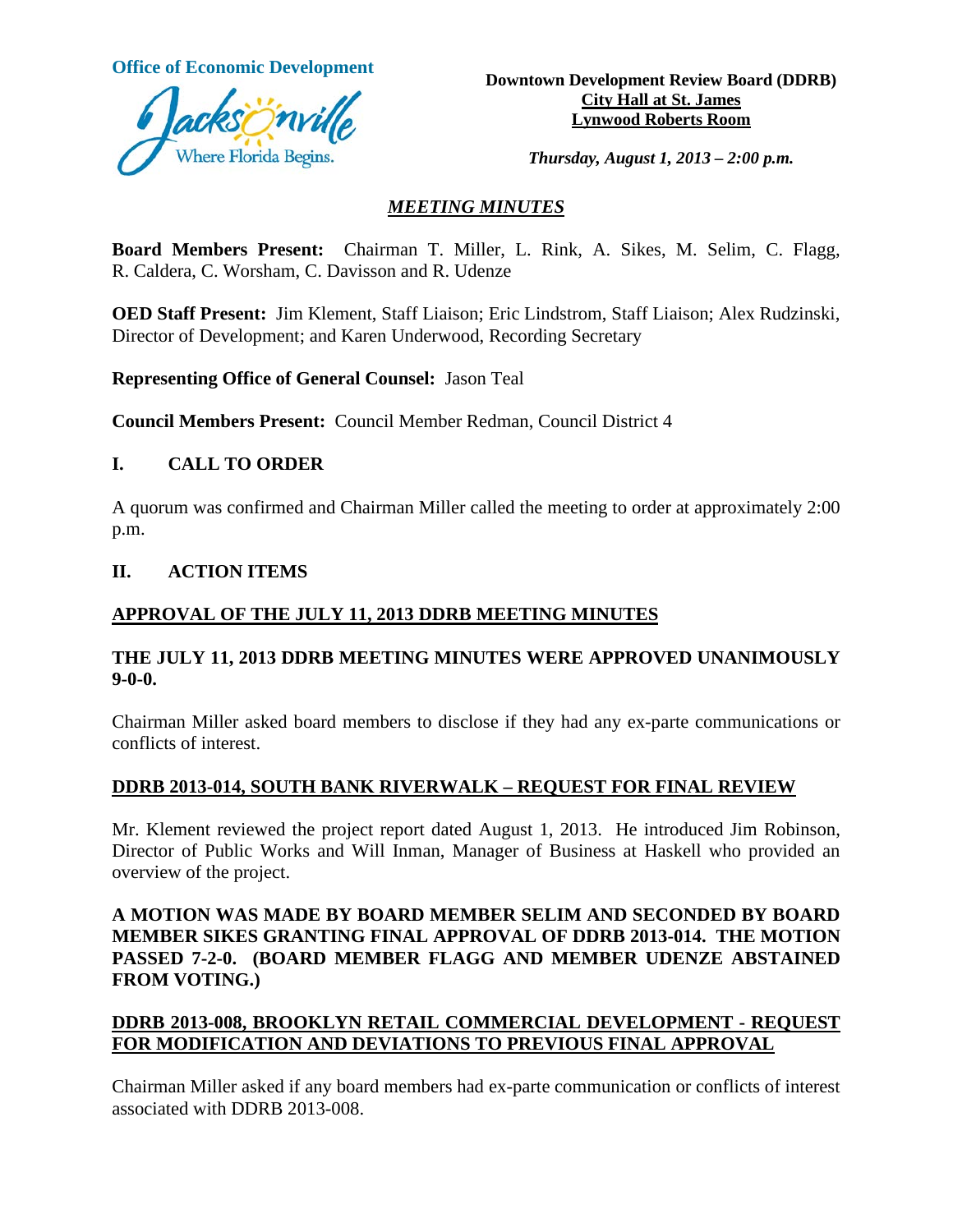**Office of Economic Development**

**Downtown Development Review Board (DDRB)**
**City Hall at St. James**
**Lynwood Roberts Room**

***Thursday, August 1, 2013 – 2:00 p.m.***

## *MEETING MINUTES*

**Board Members Present:** Chairman T. Miller, L. Rink, A. Sikes, M. Selim, C. Flagg, R. Caldera, C. Worsham, C. Davisson and R. Udenze

**OED Staff Present:** Jim Klement, Staff Liaison; Eric Lindstrom, Staff Liaison; Alex Rudzinski, Director of Development; and Karen Underwood, Recording Secretary

**Representing Office of General Counsel:** Jason Teal

**Council Members Present:** Council Member Redman, Council District 4

## I. CALL TO ORDER

A quorum was confirmed and Chairman Miller called the meeting to order at approximately 2:00 p.m.

## II. ACTION ITEMS

### APPROVAL OF THE JULY 11, 2013 DDRB MEETING MINUTES

**THE JULY 11, 2013 DDRB MEETING MINUTES WERE APPROVED UNANIMOUSLY 9-0-0.**

Chairman Miller asked board members to disclose if they had any ex-parte communications or conflicts of interest.

### DDRB 2013-014, SOUTH BANK RIVERWALK – REQUEST FOR FINAL REVIEW

Mr. Klement reviewed the project report dated August 1, 2013. He introduced Jim Robinson, Director of Public Works and Will Inman, Manager of Business at Haskell who provided an overview of the project.

**A MOTION WAS MADE BY BOARD MEMBER SELIM AND SECONDED BY BOARD MEMBER SIKES GRANTING FINAL APPROVAL OF DDRB 2013-014. THE MOTION PASSED 7-2-0. (BOARD MEMBER FLAGG AND MEMBER UDENZE ABSTAINED FROM VOTING.)**

### DDRB 2013-008, BROOKLYN RETAIL COMMERCIAL DEVELOPMENT - REQUEST FOR MODIFICATION AND DEVIATIONS TO PREVIOUS FINAL APPROVAL

Chairman Miller asked if any board members had ex-parte communication or conflicts of interest associated with DDRB 2013-008.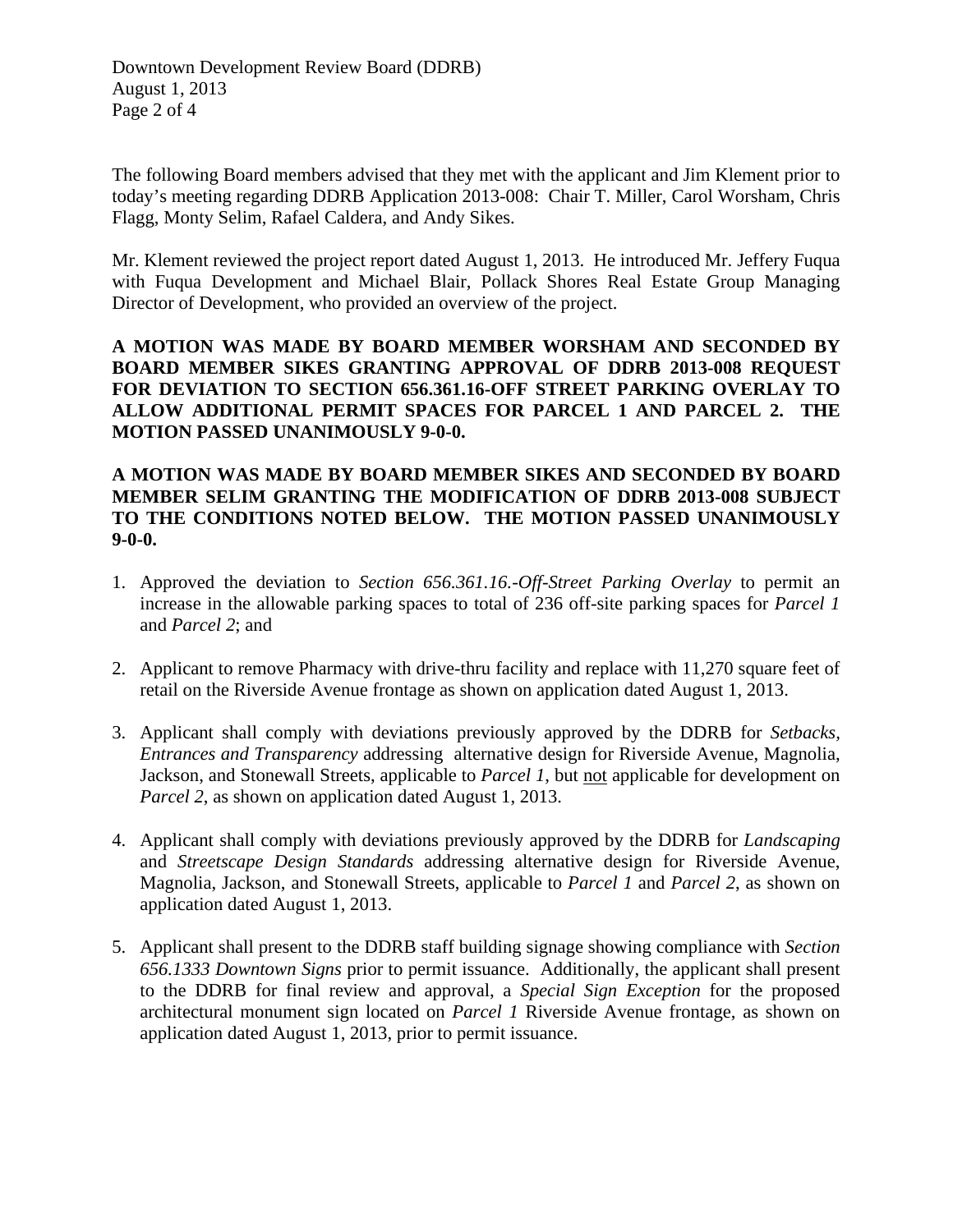The following Board members advised that they met with the applicant and Jim Klement prior to today's meeting regarding DDRB Application 2013-008: Chair T. Miller, Carol Worsham, Chris Flagg, Monty Selim, Rafael Caldera, and Andy Sikes.

Mr. Klement reviewed the project report dated August 1, 2013. He introduced Mr. Jeffery Fuqua with Fuqua Development and Michael Blair, Pollack Shores Real Estate Group Managing Director of Development, who provided an overview of the project.

**A MOTION WAS MADE BY BOARD MEMBER WORSHAM AND SECONDED BY BOARD MEMBER SIKES GRANTING APPROVAL OF DDRB 2013-008 REQUEST FOR DEVIATION TO SECTION 656.361.16-OFF STREET PARKING OVERLAY TO ALLOW ADDITIONAL PERMIT SPACES FOR PARCEL 1 AND PARCEL 2. THE MOTION PASSED UNANIMOUSLY 9-0-0.**

**A MOTION WAS MADE BY BOARD MEMBER SIKES AND SECONDED BY BOARD MEMBER SELIM GRANTING THE MODIFICATION OF DDRB 2013-008 SUBJECT TO THE CONDITIONS NOTED BELOW. THE MOTION PASSED UNANIMOUSLY 9-0-0.**

1. Approved the deviation to *Section 656.361.16.-Off-Street Parking Overlay* to permit an increase in the allowable parking spaces to total of 236 off-site parking spaces for *Parcel 1* and *Parcel 2*; and

2. Applicant to remove Pharmacy with drive-thru facility and replace with 11,270 square feet of retail on the Riverside Avenue frontage as shown on application dated August 1, 2013.

3. Applicant shall comply with deviations previously approved by the DDRB for *Setbacks, Entrances and Transparency* addressing alternative design for Riverside Avenue, Magnolia, Jackson, and Stonewall Streets, applicable to *Parcel 1*, but <u>not</u> applicable for development on *Parcel 2*, as shown on application dated August 1, 2013.

4. Applicant shall comply with deviations previously approved by the DDRB for *Landscaping* and *Streetscape Design Standards* addressing alternative design for Riverside Avenue, Magnolia, Jackson, and Stonewall Streets, applicable to *Parcel 1* and *Parcel 2*, as shown on application dated August 1, 2013.

5. Applicant shall present to the DDRB staff building signage showing compliance with *Section 656.1333 Downtown Signs* prior to permit issuance. Additionally, the applicant shall present to the DDRB for final review and approval, a *Special Sign Exception* for the proposed architectural monument sign located on *Parcel 1* Riverside Avenue frontage, as shown on application dated August 1, 2013, prior to permit issuance.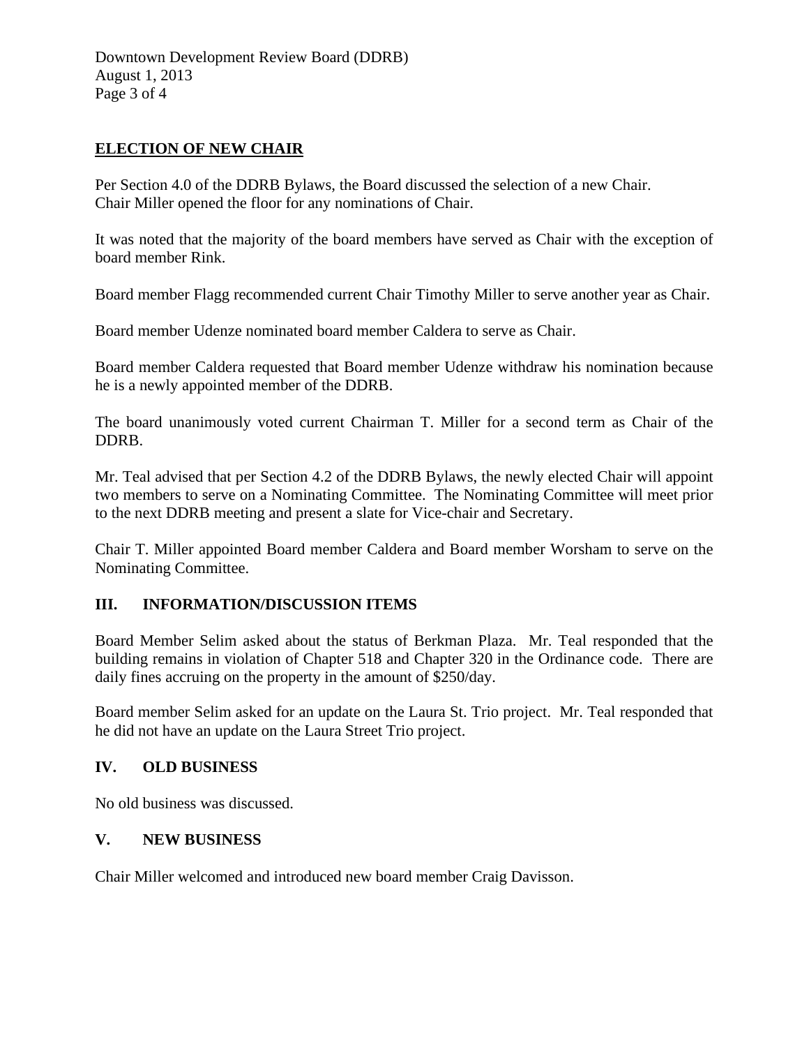## ELECTION OF NEW CHAIR

Per Section 4.0 of the DDRB Bylaws, the Board discussed the selection of a new Chair. Chair Miller opened the floor for any nominations of Chair.

It was noted that the majority of the board members have served as Chair with the exception of board member Rink.

Board member Flagg recommended current Chair Timothy Miller to serve another year as Chair.

Board member Udenze nominated board member Caldera to serve as Chair.

Board member Caldera requested that Board member Udenze withdraw his nomination because he is a newly appointed member of the DDRB.

The board unanimously voted current Chairman T. Miller for a second term as Chair of the DDRB.

Mr. Teal advised that per Section 4.2 of the DDRB Bylaws, the newly elected Chair will appoint two members to serve on a Nominating Committee. The Nominating Committee will meet prior to the next DDRB meeting and present a slate for Vice-chair and Secretary.

Chair T. Miller appointed Board member Caldera and Board member Worsham to serve on the Nominating Committee.

## III. INFORMATION/DISCUSSION ITEMS

Board Member Selim asked about the status of Berkman Plaza. Mr. Teal responded that the building remains in violation of Chapter 518 and Chapter 320 in the Ordinance code. There are daily fines accruing on the property in the amount of $250/day.

Board member Selim asked for an update on the Laura St. Trio project. Mr. Teal responded that he did not have an update on the Laura Street Trio project.

## IV. OLD BUSINESS

No old business was discussed.

## V. NEW BUSINESS

Chair Miller welcomed and introduced new board member Craig Davisson.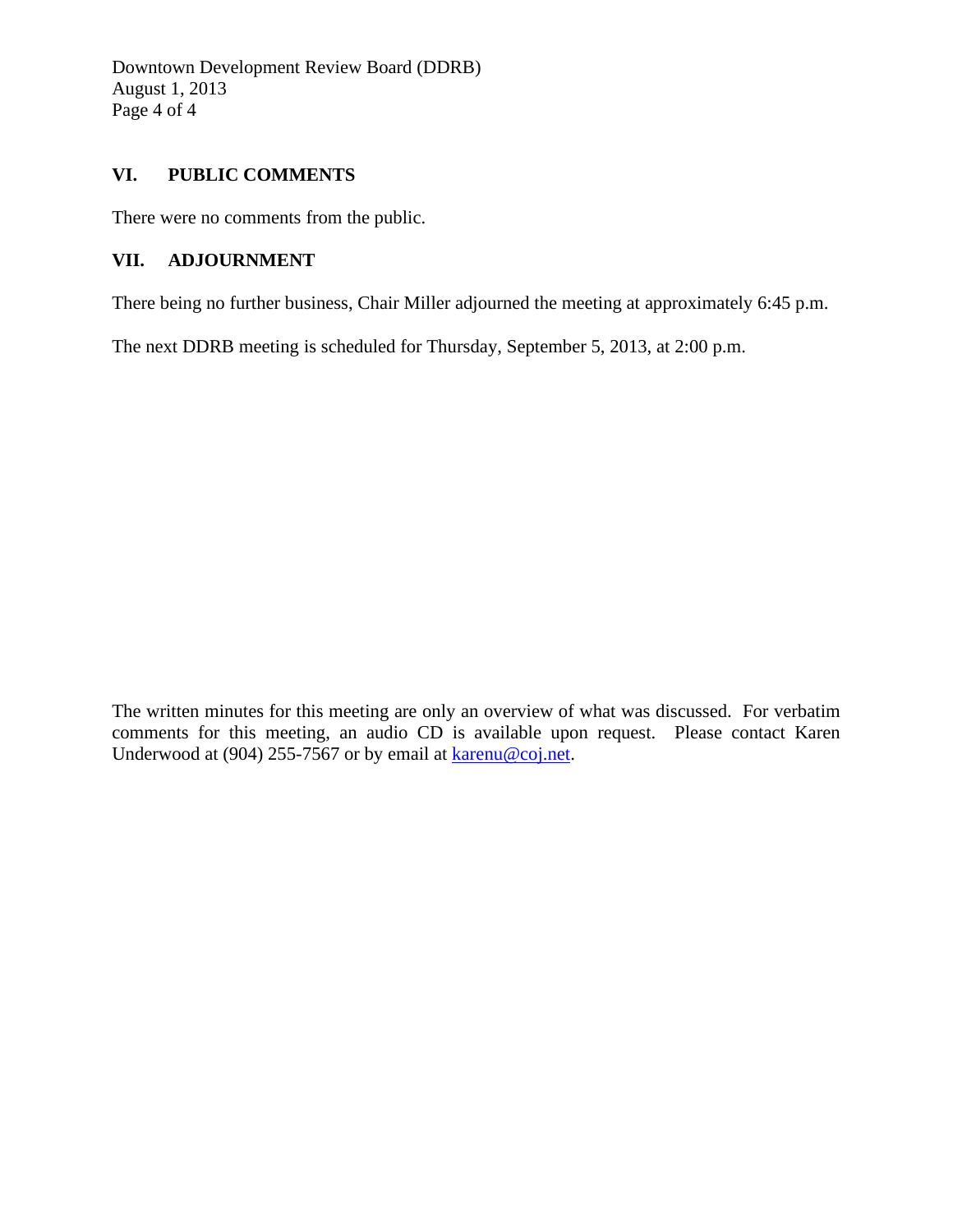## VI. PUBLIC COMMENTS

There were no comments from the public.

## VII. ADJOURNMENT

There being no further business, Chair Miller adjourned the meeting at approximately 6:45 p.m.

The next DDRB meeting is scheduled for Thursday, September 5, 2013, at 2:00 p.m.

The written minutes for this meeting are only an overview of what was discussed. For verbatim comments for this meeting, an audio CD is available upon request. Please contact Karen Underwood at (904) 255-7567 or by email at karenu@coj.net.